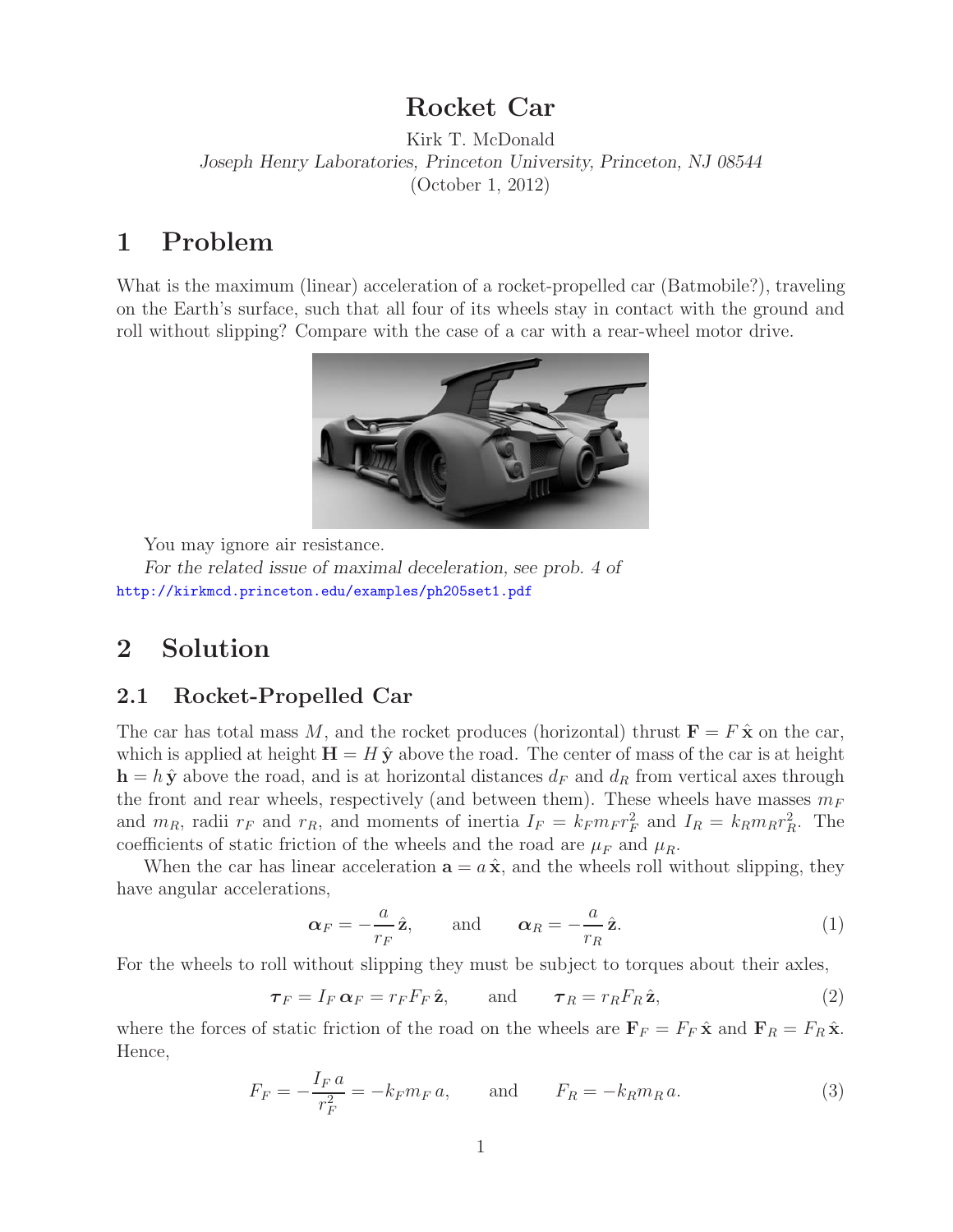# Rocket Car

Kirk T. McDonald
*Joseph Henry Laboratories, Princeton University, Princeton, NJ 08544*
(October 1, 2012)

# 1 Problem

What is the maximum (linear) acceleration of a rocket-propelled car (Batmobile?), traveling on the Earth's surface, such that all four of its wheels stay in contact with the ground and roll without slipping? Compare with the case of a car with a rear-wheel motor drive.

You may ignore air resistance.

*For the related issue of maximal deceleration, see prob. 4 of*
http://kirkmcd.princeton.edu/examples/ph205set1.pdf

# 2 Solution

## 2.1 Rocket-Propelled Car

The car has total mass $M$, and the rocket produces (horizontal) thrust $\mathbf{F} = F\,\hat{\mathbf{x}}$ on the car, which is applied at height $\mathbf{H} = H\,\hat{\mathbf{y}}$ above the road. The center of mass of the car is at height $\mathbf{h} = h\,\hat{\mathbf{y}}$ above the road, and is at horizontal distances $d_F$ and $d_R$ from vertical axes through the front and rear wheels, respectively (and between them). These wheels have masses $m_F$ and $m_R$, radii $r_F$ and $r_R$, and moments of inertia $I_F = k_F m_F r_F^2$ and $I_R = k_R m_R r_R^2$. The coefficients of static friction of the wheels and the road are $\mu_F$ and $\mu_R$.

When the car has linear acceleration $\mathbf{a} = a\,\hat{\mathbf{x}}$, and the wheels roll without slipping, they have angular accelerations,

$$\boldsymbol{\alpha}_F = -\frac{a}{r_F}\,\hat{\mathbf{z}}, \qquad \text{and} \qquad \boldsymbol{\alpha}_R = -\frac{a}{r_R}\,\hat{\mathbf{z}}. \tag{1}$$

For the wheels to roll without slipping they must be subject to torques about their axles,

$$\boldsymbol{\tau}_F = I_F\,\boldsymbol{\alpha}_F = r_F F_F\,\hat{\mathbf{z}}, \qquad \text{and} \qquad \boldsymbol{\tau}_R = r_R F_R\,\hat{\mathbf{z}}, \tag{2}$$

where the forces of static friction of the road on the wheels are $\mathbf{F}_F = F_F\,\hat{\mathbf{x}}$ and $\mathbf{F}_R = F_R\,\hat{\mathbf{x}}$. Hence,

$$F_F = -\frac{I_F\,a}{r_F^2} = -k_F m_F\,a, \qquad \text{and} \qquad F_R = -k_R m_R\,a. \tag{3}$$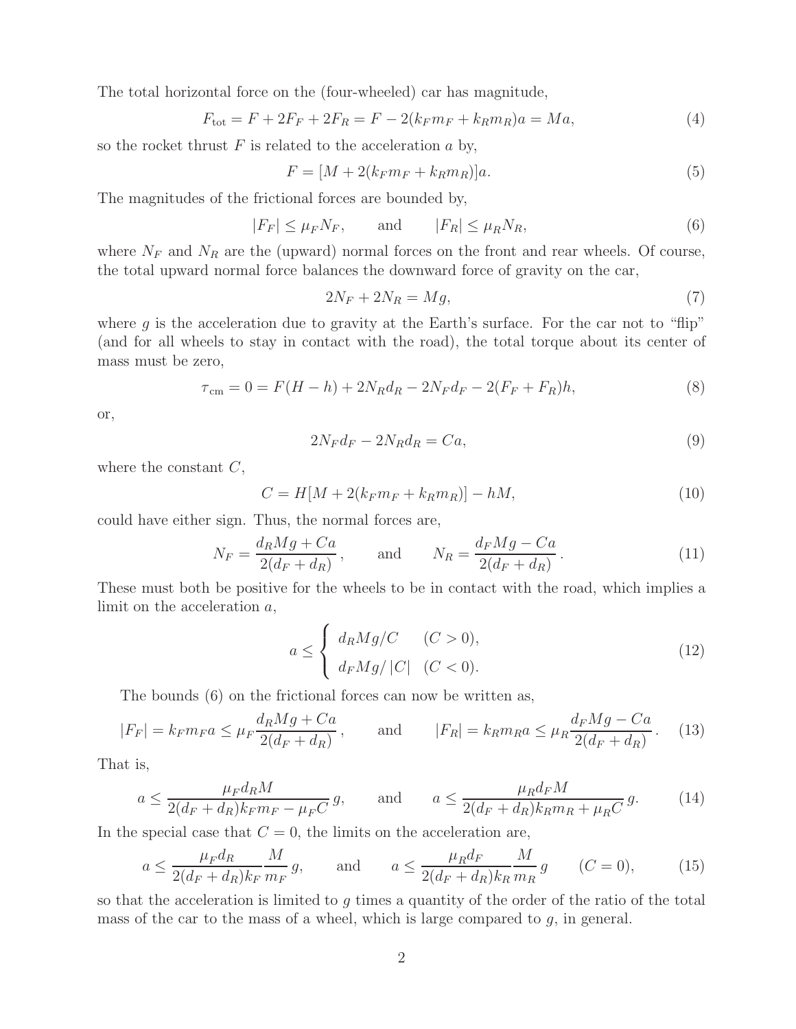The total horizontal force on the (four-wheeled) car has magnitude,

$$F_{\rm tot} = F + 2F_F + 2F_R = F - 2(k_F m_F + k_R m_R)a = Ma, \tag{4}$$

so the rocket thrust $F$ is related to the acceleration $a$ by,

$$F = [M + 2(k_F m_F + k_R m_R)]a. \tag{5}$$

The magnitudes of the frictional forces are bounded by,

$$|F_F| \le \mu_F N_F, \qquad \text{and} \qquad |F_R| \le \mu_R N_R, \tag{6}$$

where $N_F$ and $N_R$ are the (upward) normal forces on the front and rear wheels. Of course, the total upward normal force balances the downward force of gravity on the car,

$$2N_F + 2N_R = Mg, \tag{7}$$

where $g$ is the acceleration due to gravity at the Earth's surface. For the car not to "flip" (and for all wheels to stay in contact with the road), the total torque about its center of mass must be zero,

$$\tau_{\rm cm} = 0 = F(H - h) + 2N_R d_R - 2N_F d_F - 2(F_F + F_R)h, \tag{8}$$

or,

$$2N_F d_F - 2N_R d_R = Ca, \tag{9}$$

where the constant $C$,

$$C = H[M + 2(k_F m_F + k_R m_R)] - hM, \tag{10}$$

could have either sign. Thus, the normal forces are,

$$N_F = \frac{d_R Mg + Ca}{2(d_F + d_R)}, \qquad \text{and} \qquad N_R = \frac{d_F Mg - Ca}{2(d_F + d_R)}. \tag{11}$$

These must both be positive for the wheels to be in contact with the road, which implies a limit on the acceleration $a$,

$$a \le \begin{cases} d_R Mg/C & (C > 0), \\ d_F Mg/|C| & (C < 0). \end{cases} \tag{12}$$

The bounds (6) on the frictional forces can now be written as,

$$|F_F| = k_F m_F a \le \mu_F \frac{d_R Mg + Ca}{2(d_F + d_R)}, \qquad \text{and} \qquad |F_R| = k_R m_R a \le \mu_R \frac{d_F Mg - Ca}{2(d_F + d_R)}. \tag{13}$$

That is,

$$a \le \frac{\mu_F d_R M}{2(d_F + d_R)k_F m_F - \mu_F C}\, g, \qquad \text{and} \qquad a \le \frac{\mu_R d_F M}{2(d_F + d_R)k_R m_R + \mu_R C}\, g. \tag{14}$$

In the special case that $C = 0$, the limits on the acceleration are,

$$a \le \frac{\mu_F d_R}{2(d_F + d_R)k_F} \frac{M}{m_F}\, g, \qquad \text{and} \qquad a \le \frac{\mu_R d_F}{2(d_F + d_R)k_R} \frac{M}{m_R}\, g \qquad (C = 0), \tag{15}$$

so that the acceleration is limited to $g$ times a quantity of the order of the ratio of the total mass of the car to the mass of a wheel, which is large compared to $g$, in general.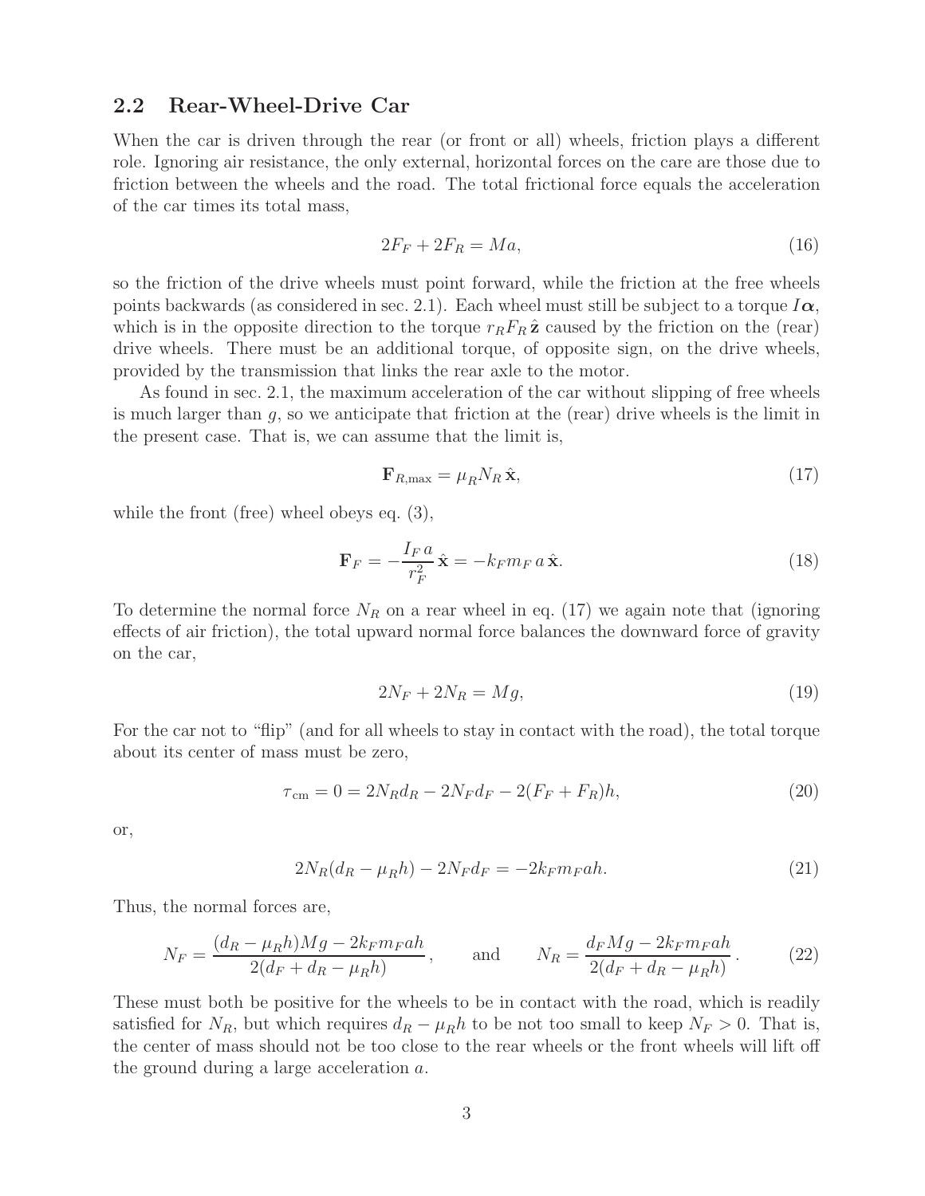## 2.2 Rear-Wheel-Drive Car

When the car is driven through the rear (or front or all) wheels, friction plays a different role. Ignoring air resistance, the only external, horizontal forces on the care are those due to friction between the wheels and the road. The total frictional force equals the acceleration of the car times its total mass,

$$2F_F + 2F_R = Ma, \tag{16}$$

so the friction of the drive wheels must point forward, while the friction at the free wheels points backwards (as considered in sec. 2.1). Each wheel must still be subject to a torque $I\boldsymbol{\alpha}$, which is in the opposite direction to the torque $r_R F_R\,\hat{\mathbf{z}}$ caused by the friction on the (rear) drive wheels. There must be an additional torque, of opposite sign, on the drive wheels, provided by the transmission that links the rear axle to the motor.

As found in sec. 2.1, the maximum acceleration of the car without slipping of free wheels is much larger than $g$, so we anticipate that friction at the (rear) drive wheels is the limit in the present case. That is, we can assume that the limit is,

$$\mathbf{F}_{R,\max} = \mu_R N_R\,\hat{\mathbf{x}}, \tag{17}$$

while the front (free) wheel obeys eq. (3),

$$\mathbf{F}_F = -\frac{I_F\,a}{r_F^2}\,\hat{\mathbf{x}} = -k_F m_F\,a\,\hat{\mathbf{x}}. \tag{18}$$

To determine the normal force $N_R$ on a rear wheel in eq. (17) we again note that (ignoring effects of air friction), the total upward normal force balances the downward force of gravity on the car,

$$2N_F + 2N_R = Mg, \tag{19}$$

For the car not to "flip" (and for all wheels to stay in contact with the road), the total torque about its center of mass must be zero,

$$\tau_{\rm cm} = 0 = 2N_R d_R - 2N_F d_F - 2(F_F + F_R)h, \tag{20}$$

or,

$$2N_R(d_R - \mu_R h) - 2N_F d_F = -2k_F m_F a h. \tag{21}$$

Thus, the normal forces are,

$$N_F = \frac{(d_R - \mu_R h)Mg - 2k_F m_F a h}{2(d_F + d_R - \mu_R h)}, \qquad \text{and} \qquad N_R = \frac{d_F Mg - 2k_F m_F a h}{2(d_F + d_R - \mu_R h)}. \tag{22}$$

These must both be positive for the wheels to be in contact with the road, which is readily satisfied for $N_R$, but which requires $d_R - \mu_R h$ to be not too small to keep $N_F > 0$. That is, the center of mass should not be too close to the rear wheels or the front wheels will lift off the ground during a large acceleration $a$.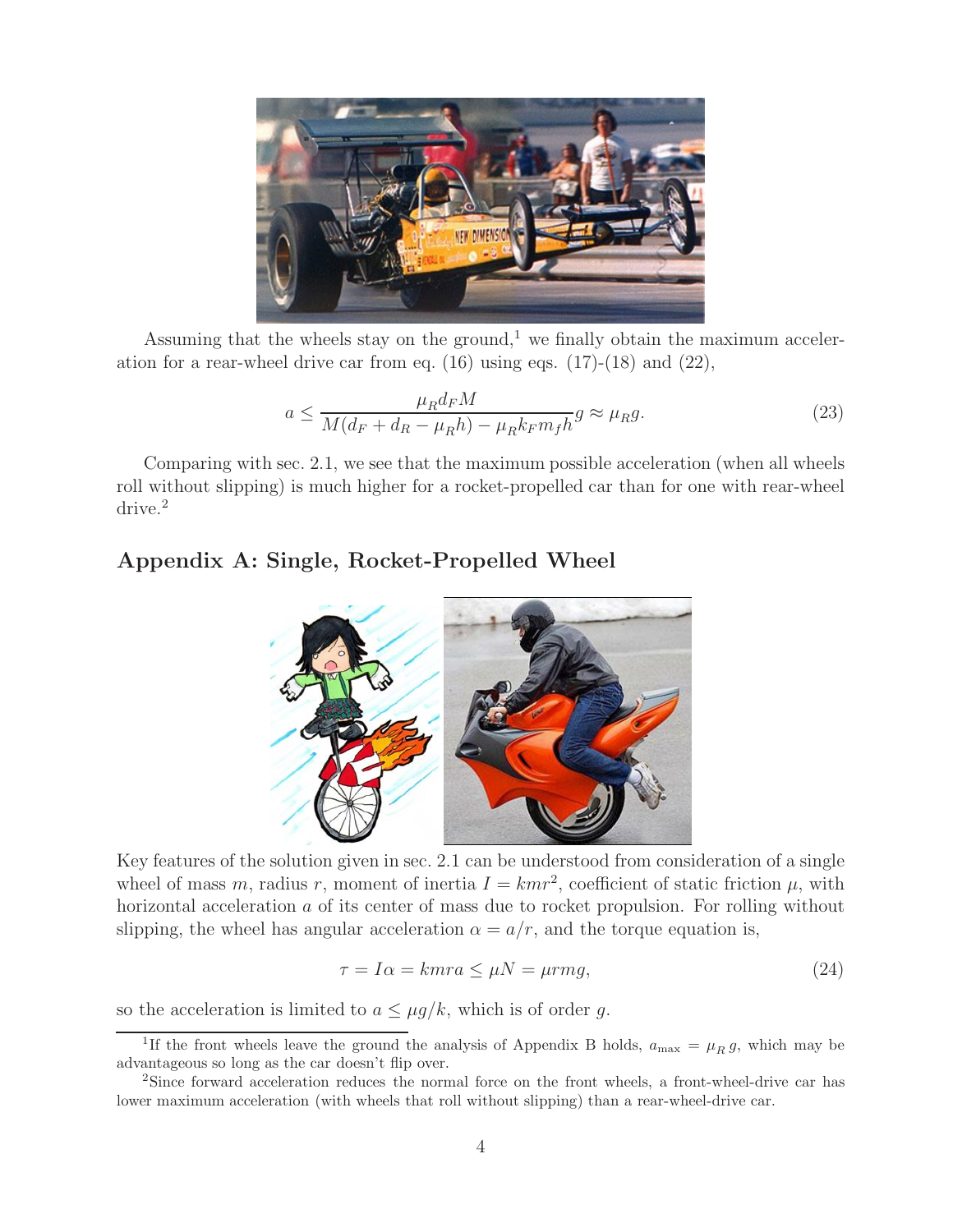Assuming that the wheels stay on the ground,[1] we finally obtain the maximum acceleration for a rear-wheel drive car from eq. (16) using eqs. (17)-(18) and (22),

$$a \leq \frac{\mu_R d_F M}{M(d_F + d_R - \mu_R h) - \mu_R k_F m_f h} g \approx \mu_R g. \tag{23}$$

Comparing with sec. 2.1, we see that the maximum possible acceleration (when all wheels roll without slipping) is much higher for a rocket-propelled car than for one with rear-wheel drive.[2]

## Appendix A: Single, Rocket-Propelled Wheel

Key features of the solution given in sec. 2.1 can be understood from consideration of a single wheel of mass $m$, radius $r$, moment of inertia $I = kmr^2$, coefficient of static friction $\mu$, with horizontal acceleration $a$ of its center of mass due to rocket propulsion. For rolling without slipping, the wheel has angular acceleration $\alpha = a/r$, and the torque equation is,

$$\tau = I\alpha = kmra \leq \mu N = \mu rmg, \tag{24}$$

so the acceleration is limited to $a \leq \mu g/k$, which is of order $g$.

---

[1] If the front wheels leave the ground the analysis of Appendix B holds, $a_{\max} = \mu_R g$, which may be advantageous so long as the car doesn't flip over.

[2] Since forward acceleration reduces the normal force on the front wheels, a front-wheel-drive car has lower maximum acceleration (with wheels that roll without slipping) than a rear-wheel-drive car.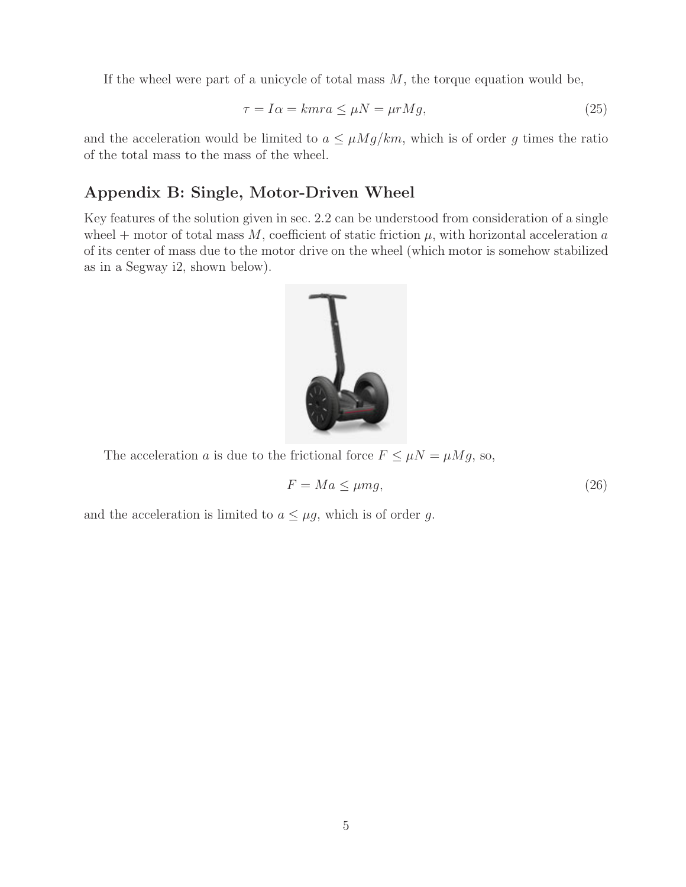If the wheel were part of a unicycle of total mass $M$, the torque equation would be,

$$\tau = I\alpha = kmra \le \mu N = \mu r M g, \tag{25}$$

and the acceleration would be limited to $a \le \mu M g/km$, which is of order $g$ times the ratio of the total mass to the mass of the wheel.

## Appendix B: Single, Motor-Driven Wheel

Key features of the solution given in sec. 2.2 can be understood from consideration of a single wheel + motor of total mass $M$, coefficient of static friction $\mu$, with horizontal acceleration $a$ of its center of mass due to the motor drive on the wheel (which motor is somehow stabilized as in a Segway i2, shown below).

The acceleration $a$ is due to the frictional force $F \le \mu N = \mu M g$, so,

$$F = Ma \le \mu m g, \tag{26}$$

and the acceleration is limited to $a \le \mu g$, which is of order $g$.